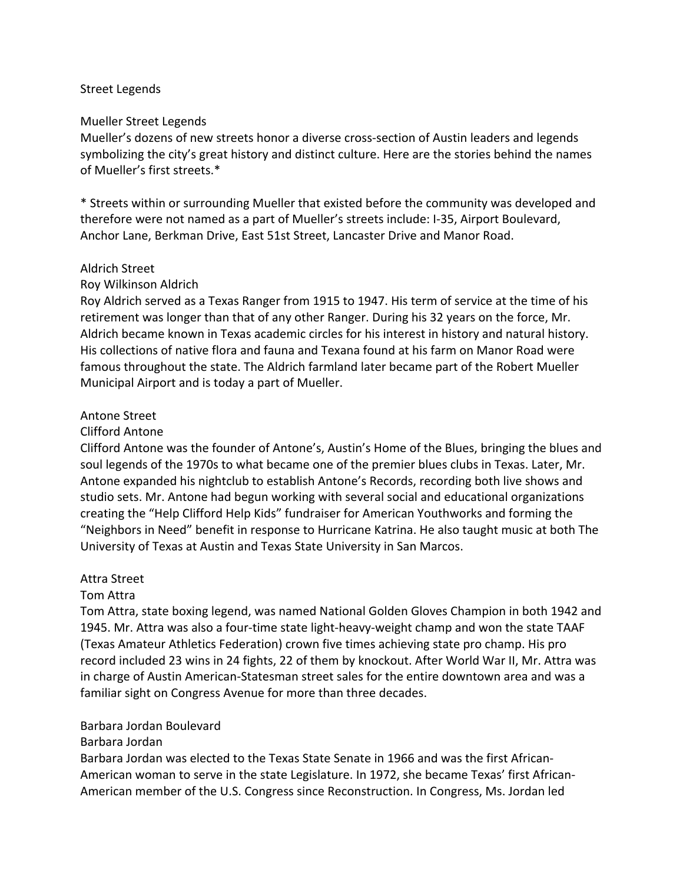# Street Legends

## Mueller Street Legends

Mueller's dozens of new streets honor a diverse cross-section of Austin leaders and legends symbolizing the city's great history and distinct culture. Here are the stories behind the names of Mueller's first streets.*

* Streets within or surrounding Mueller that existed before the community was developed and therefore were not named as a part of Mueller's streets include: I-35, Airport Boulevard, Anchor Lane, Berkman Drive, East 51st Street, Lancaster Drive and Manor Road.

### Aldrich Street

**Roy Wilkinson Aldrich**

Roy Aldrich served as a Texas Ranger from 1915 to 1947. His term of service at the time of his retirement was longer than that of any other Ranger. During his 32 years on the force, Mr. Aldrich became known in Texas academic circles for his interest in history and natural history. His collections of native flora and fauna and Texana found at his farm on Manor Road were famous throughout the state. The Aldrich farmland later became part of the Robert Mueller Municipal Airport and is today a part of Mueller.

### Antone Street

**Clifford Antone**

Clifford Antone was the founder of Antone's, Austin's Home of the Blues, bringing the blues and soul legends of the 1970s to what became one of the premier blues clubs in Texas. Later, Mr. Antone expanded his nightclub to establish Antone's Records, recording both live shows and studio sets. Mr. Antone had begun working with several social and educational organizations creating the "Help Clifford Help Kids" fundraiser for American Youthworks and forming the "Neighbors in Need" benefit in response to Hurricane Katrina. He also taught music at both The University of Texas at Austin and Texas State University in San Marcos.

### Attra Street

**Tom Attra**

Tom Attra, state boxing legend, was named National Golden Gloves Champion in both 1942 and 1945. Mr. Attra was also a four-time state light-heavy-weight champ and won the state TAAF (Texas Amateur Athletics Federation) crown five times achieving state pro champ. His pro record included 23 wins in 24 fights, 22 of them by knockout. After World War II, Mr. Attra was in charge of Austin American-Statesman street sales for the entire downtown area and was a familiar sight on Congress Avenue for more than three decades.

### Barbara Jordan Boulevard

**Barbara Jordan**

Barbara Jordan was elected to the Texas State Senate in 1966 and was the first African-American woman to serve in the state Legislature. In 1972, she became Texas' first African-American member of the U.S. Congress since Reconstruction. In Congress, Ms. Jordan led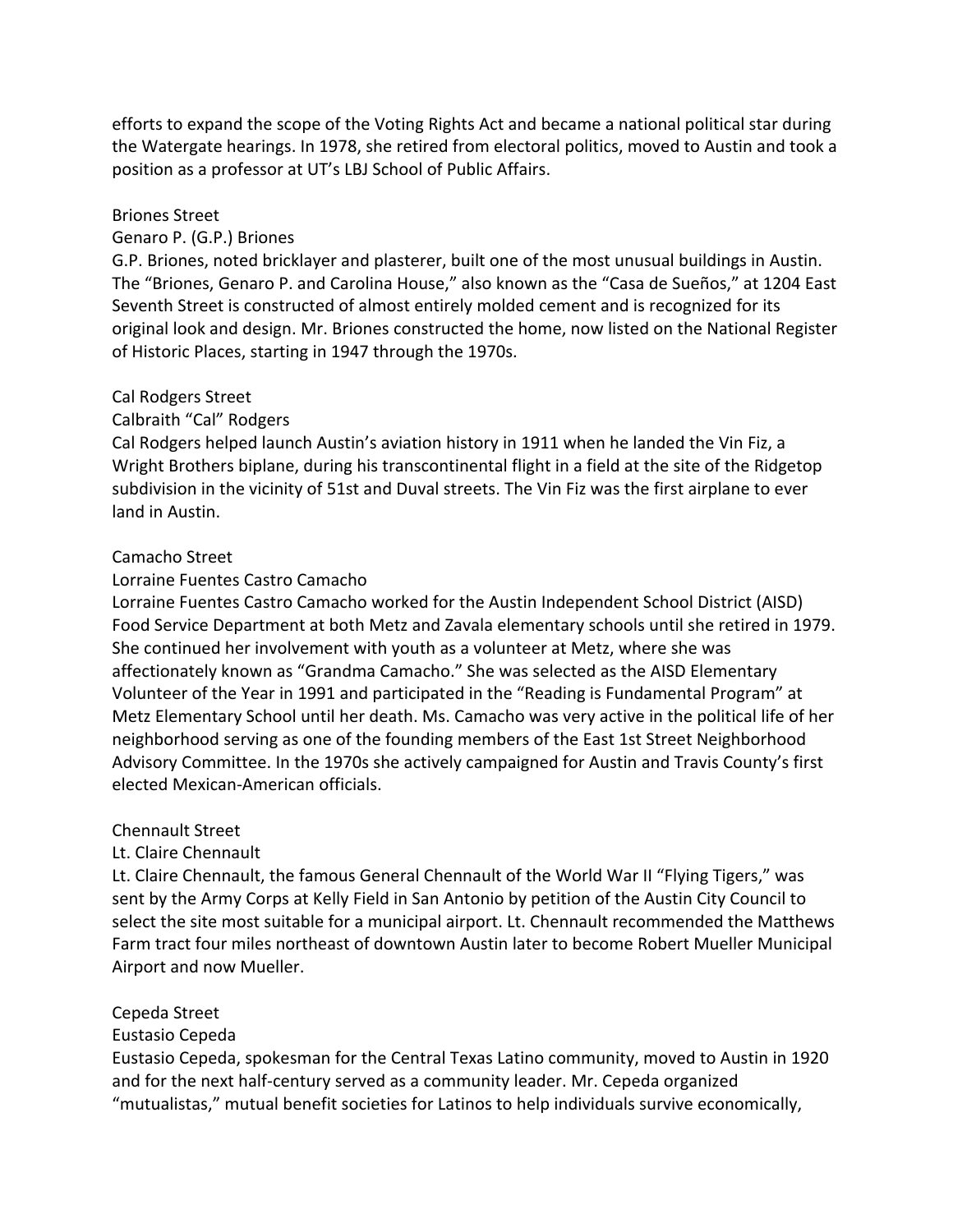efforts to expand the scope of the Voting Rights Act and became a national political star during the Watergate hearings. In 1978, she retired from electoral politics, moved to Austin and took a position as a professor at UT's LBJ School of Public Affairs.

Briones Street

Genaro P. (G.P.) Briones

G.P. Briones, noted bricklayer and plasterer, built one of the most unusual buildings in Austin. The "Briones, Genaro P. and Carolina House," also known as the "Casa de Sueños," at 1204 East Seventh Street is constructed of almost entirely molded cement and is recognized for its original look and design. Mr. Briones constructed the home, now listed on the National Register of Historic Places, starting in 1947 through the 1970s.

Cal Rodgers Street

Calbraith "Cal" Rodgers

Cal Rodgers helped launch Austin's aviation history in 1911 when he landed the Vin Fiz, a Wright Brothers biplane, during his transcontinental flight in a field at the site of the Ridgetop subdivision in the vicinity of 51st and Duval streets. The Vin Fiz was the first airplane to ever land in Austin.

Camacho Street

Lorraine Fuentes Castro Camacho

Lorraine Fuentes Castro Camacho worked for the Austin Independent School District (AISD) Food Service Department at both Metz and Zavala elementary schools until she retired in 1979. She continued her involvement with youth as a volunteer at Metz, where she was affectionately known as "Grandma Camacho." She was selected as the AISD Elementary Volunteer of the Year in 1991 and participated in the "Reading is Fundamental Program" at Metz Elementary School until her death. Ms. Camacho was very active in the political life of her neighborhood serving as one of the founding members of the East 1st Street Neighborhood Advisory Committee. In the 1970s she actively campaigned for Austin and Travis County's first elected Mexican-American officials.

Chennault Street

Lt. Claire Chennault

Lt. Claire Chennault, the famous General Chennault of the World War II "Flying Tigers," was sent by the Army Corps at Kelly Field in San Antonio by petition of the Austin City Council to select the site most suitable for a municipal airport. Lt. Chennault recommended the Matthews Farm tract four miles northeast of downtown Austin later to become Robert Mueller Municipal Airport and now Mueller.

Cepeda Street

Eustasio Cepeda

Eustasio Cepeda, spokesman for the Central Texas Latino community, moved to Austin in 1920 and for the next half-century served as a community leader. Mr. Cepeda organized "mutualistas," mutual benefit societies for Latinos to help individuals survive economically,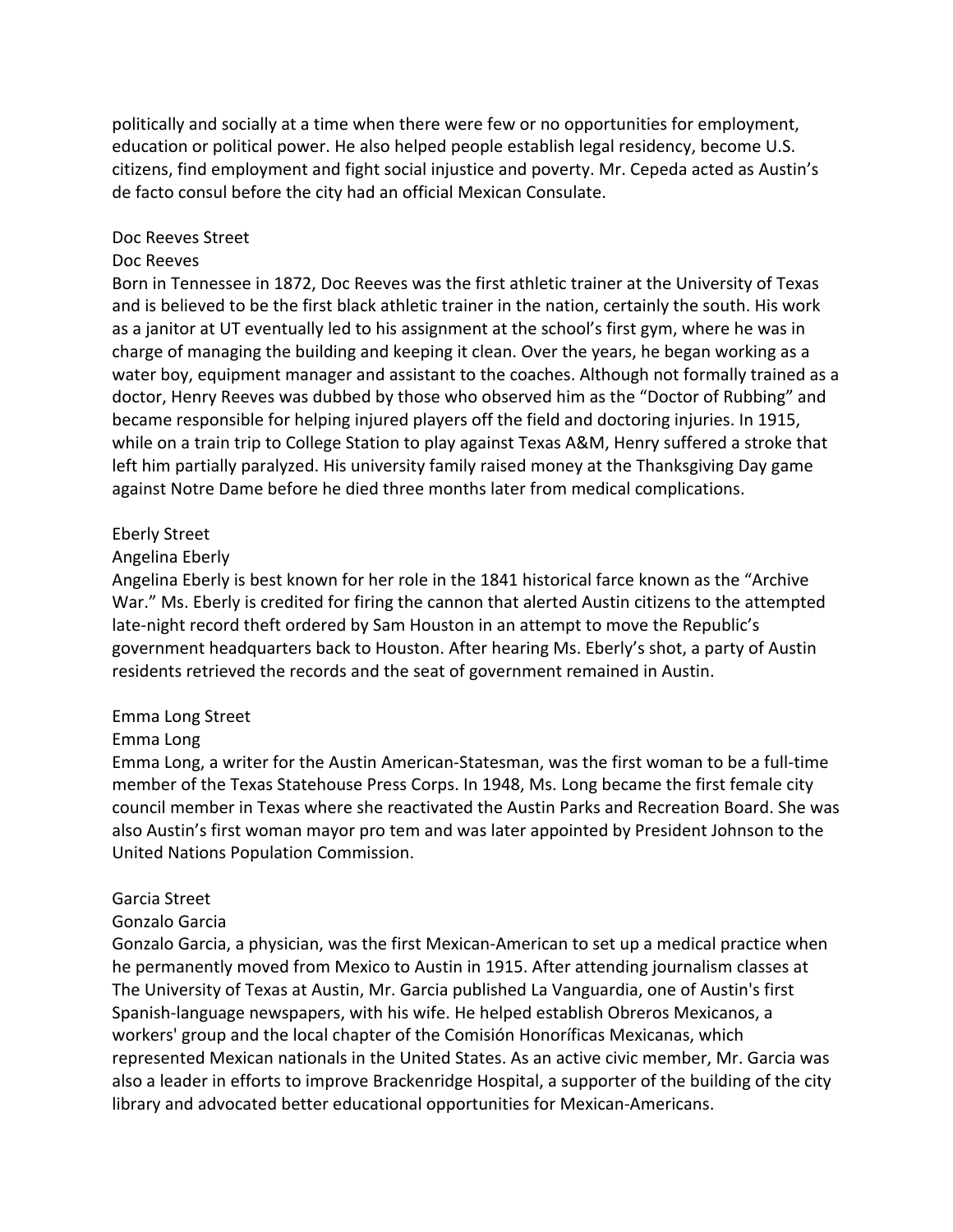politically and socially at a time when there were few or no opportunities for employment, education or political power. He also helped people establish legal residency, become U.S. citizens, find employment and fight social injustice and poverty. Mr. Cepeda acted as Austin's de facto consul before the city had an official Mexican Consulate.

Doc Reeves Street

Doc Reeves

Born in Tennessee in 1872, Doc Reeves was the first athletic trainer at the University of Texas and is believed to be the first black athletic trainer in the nation, certainly the south. His work as a janitor at UT eventually led to his assignment at the school's first gym, where he was in charge of managing the building and keeping it clean. Over the years, he began working as a water boy, equipment manager and assistant to the coaches. Although not formally trained as a doctor, Henry Reeves was dubbed by those who observed him as the "Doctor of Rubbing" and became responsible for helping injured players off the field and doctoring injuries. In 1915, while on a train trip to College Station to play against Texas A&M, Henry suffered a stroke that left him partially paralyzed. His university family raised money at the Thanksgiving Day game against Notre Dame before he died three months later from medical complications.

Eberly Street

Angelina Eberly

Angelina Eberly is best known for her role in the 1841 historical farce known as the "Archive War." Ms. Eberly is credited for firing the cannon that alerted Austin citizens to the attempted late-night record theft ordered by Sam Houston in an attempt to move the Republic's government headquarters back to Houston. After hearing Ms. Eberly's shot, a party of Austin residents retrieved the records and the seat of government remained in Austin.

Emma Long Street

Emma Long

Emma Long, a writer for the Austin American-Statesman, was the first woman to be a full-time member of the Texas Statehouse Press Corps. In 1948, Ms. Long became the first female city council member in Texas where she reactivated the Austin Parks and Recreation Board. She was also Austin's first woman mayor pro tem and was later appointed by President Johnson to the United Nations Population Commission.

Garcia Street

Gonzalo Garcia

Gonzalo Garcia, a physician, was the first Mexican-American to set up a medical practice when he permanently moved from Mexico to Austin in 1915. After attending journalism classes at The University of Texas at Austin, Mr. Garcia published La Vanguardia, one of Austin's first Spanish-language newspapers, with his wife. He helped establish Obreros Mexicanos, a workers' group and the local chapter of the Comisión Honoríficas Mexicanas, which represented Mexican nationals in the United States. As an active civic member, Mr. Garcia was also a leader in efforts to improve Brackenridge Hospital, a supporter of the building of the city library and advocated better educational opportunities for Mexican-Americans.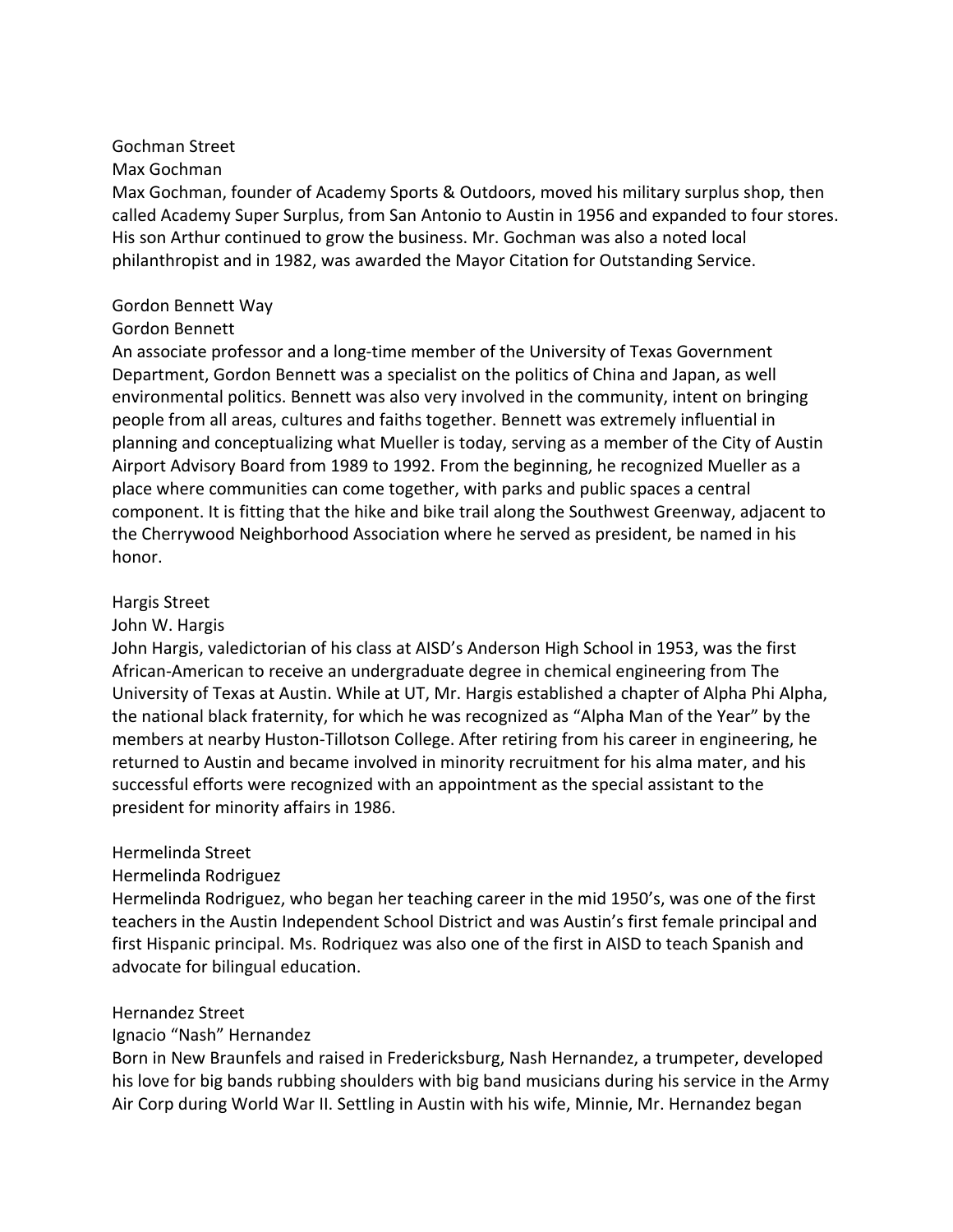Gochman Street

Max Gochman

Max Gochman, founder of Academy Sports & Outdoors, moved his military surplus shop, then called Academy Super Surplus, from San Antonio to Austin in 1956 and expanded to four stores. His son Arthur continued to grow the business. Mr. Gochman was also a noted local philanthropist and in 1982, was awarded the Mayor Citation for Outstanding Service.

Gordon Bennett Way

Gordon Bennett

An associate professor and a long-time member of the University of Texas Government Department, Gordon Bennett was a specialist on the politics of China and Japan, as well environmental politics. Bennett was also very involved in the community, intent on bringing people from all areas, cultures and faiths together. Bennett was extremely influential in planning and conceptualizing what Mueller is today, serving as a member of the City of Austin Airport Advisory Board from 1989 to 1992. From the beginning, he recognized Mueller as a place where communities can come together, with parks and public spaces a central component. It is fitting that the hike and bike trail along the Southwest Greenway, adjacent to the Cherrywood Neighborhood Association where he served as president, be named in his honor.

Hargis Street

John W. Hargis

John Hargis, valedictorian of his class at AISD's Anderson High School in 1953, was the first African-American to receive an undergraduate degree in chemical engineering from The University of Texas at Austin. While at UT, Mr. Hargis established a chapter of Alpha Phi Alpha, the national black fraternity, for which he was recognized as "Alpha Man of the Year" by the members at nearby Huston-Tillotson College. After retiring from his career in engineering, he returned to Austin and became involved in minority recruitment for his alma mater, and his successful efforts were recognized with an appointment as the special assistant to the president for minority affairs in 1986.

Hermelinda Street

Hermelinda Rodriguez

Hermelinda Rodriguez, who began her teaching career in the mid 1950's, was one of the first teachers in the Austin Independent School District and was Austin's first female principal and first Hispanic principal. Ms. Rodriquez was also one of the first in AISD to teach Spanish and advocate for bilingual education.

Hernandez Street

Ignacio "Nash" Hernandez

Born in New Braunfels and raised in Fredericksburg, Nash Hernandez, a trumpeter, developed his love for big bands rubbing shoulders with big band musicians during his service in the Army Air Corp during World War II. Settling in Austin with his wife, Minnie, Mr. Hernandez began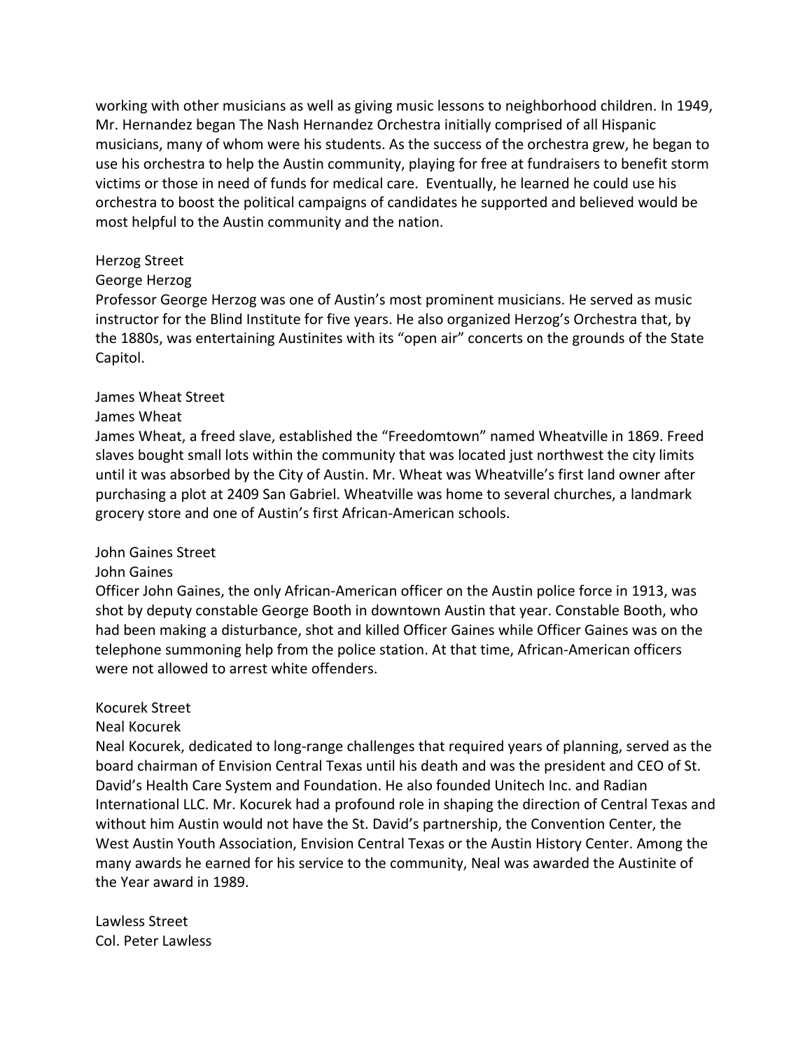working with other musicians as well as giving music lessons to neighborhood children. In 1949, Mr. Hernandez began The Nash Hernandez Orchestra initially comprised of all Hispanic musicians, many of whom were his students. As the success of the orchestra grew, he began to use his orchestra to help the Austin community, playing for free at fundraisers to benefit storm victims or those in need of funds for medical care. Eventually, he learned he could use his orchestra to boost the political campaigns of candidates he supported and believed would be most helpful to the Austin community and the nation.

Herzog Street
George Herzog
Professor George Herzog was one of Austin's most prominent musicians. He served as music instructor for the Blind Institute for five years. He also organized Herzog's Orchestra that, by the 1880s, was entertaining Austinites with its "open air" concerts on the grounds of the State Capitol.

James Wheat Street
James Wheat
James Wheat, a freed slave, established the "Freedomtown" named Wheatville in 1869. Freed slaves bought small lots within the community that was located just northwest the city limits until it was absorbed by the City of Austin. Mr. Wheat was Wheatville's first land owner after purchasing a plot at 2409 San Gabriel. Wheatville was home to several churches, a landmark grocery store and one of Austin's first African-American schools.

John Gaines Street
John Gaines
Officer John Gaines, the only African-American officer on the Austin police force in 1913, was shot by deputy constable George Booth in downtown Austin that year. Constable Booth, who had been making a disturbance, shot and killed Officer Gaines while Officer Gaines was on the telephone summoning help from the police station. At that time, African-American officers were not allowed to arrest white offenders.

Kocurek Street
Neal Kocurek
Neal Kocurek, dedicated to long-range challenges that required years of planning, served as the board chairman of Envision Central Texas until his death and was the president and CEO of St. David's Health Care System and Foundation. He also founded Unitech Inc. and Radian International LLC. Mr. Kocurek had a profound role in shaping the direction of Central Texas and without him Austin would not have the St. David's partnership, the Convention Center, the West Austin Youth Association, Envision Central Texas or the Austin History Center. Among the many awards he earned for his service to the community, Neal was awarded the Austinite of the Year award in 1989.

Lawless Street
Col. Peter Lawless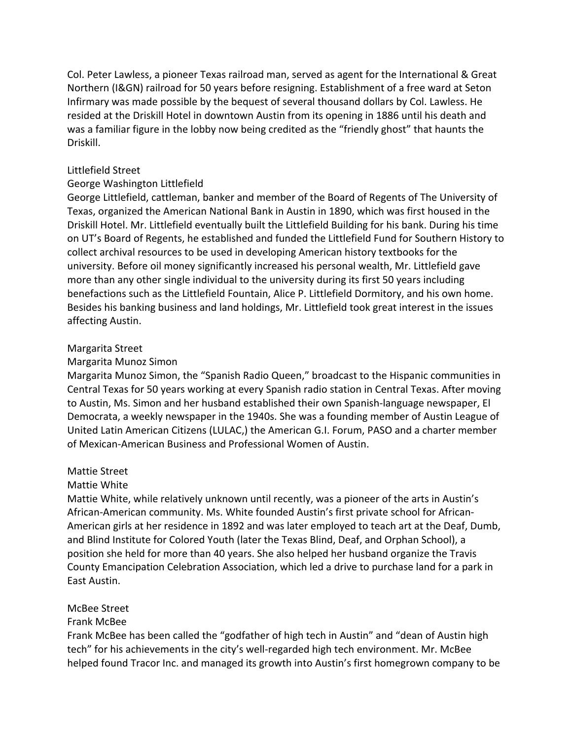Col. Peter Lawless, a pioneer Texas railroad man, served as agent for the International & Great Northern (I&GN) railroad for 50 years before resigning. Establishment of a free ward at Seton Infirmary was made possible by the bequest of several thousand dollars by Col. Lawless. He resided at the Driskill Hotel in downtown Austin from its opening in 1886 until his death and was a familiar figure in the lobby now being credited as the "friendly ghost" that haunts the Driskill.

Littlefield Street

George Washington Littlefield

George Littlefield, cattleman, banker and member of the Board of Regents of The University of Texas, organized the American National Bank in Austin in 1890, which was first housed in the Driskill Hotel. Mr. Littlefield eventually built the Littlefield Building for his bank. During his time on UT's Board of Regents, he established and funded the Littlefield Fund for Southern History to collect archival resources to be used in developing American history textbooks for the university. Before oil money significantly increased his personal wealth, Mr. Littlefield gave more than any other single individual to the university during its first 50 years including benefactions such as the Littlefield Fountain, Alice P. Littlefield Dormitory, and his own home. Besides his banking business and land holdings, Mr. Littlefield took great interest in the issues affecting Austin.

Margarita Street

Margarita Munoz Simon

Margarita Munoz Simon, the "Spanish Radio Queen," broadcast to the Hispanic communities in Central Texas for 50 years working at every Spanish radio station in Central Texas. After moving to Austin, Ms. Simon and her husband established their own Spanish-language newspaper, El Democrata, a weekly newspaper in the 1940s. She was a founding member of Austin League of United Latin American Citizens (LULAC,) the American G.I. Forum, PASO and a charter member of Mexican-American Business and Professional Women of Austin.

Mattie Street

Mattie White

Mattie White, while relatively unknown until recently, was a pioneer of the arts in Austin's African-American community. Ms. White founded Austin's first private school for African-American girls at her residence in 1892 and was later employed to teach art at the Deaf, Dumb, and Blind Institute for Colored Youth (later the Texas Blind, Deaf, and Orphan School), a position she held for more than 40 years. She also helped her husband organize the Travis County Emancipation Celebration Association, which led a drive to purchase land for a park in East Austin.

McBee Street

Frank McBee

Frank McBee has been called the "godfather of high tech in Austin" and "dean of Austin high tech" for his achievements in the city's well-regarded high tech environment. Mr. McBee helped found Tracor Inc. and managed its growth into Austin's first homegrown company to be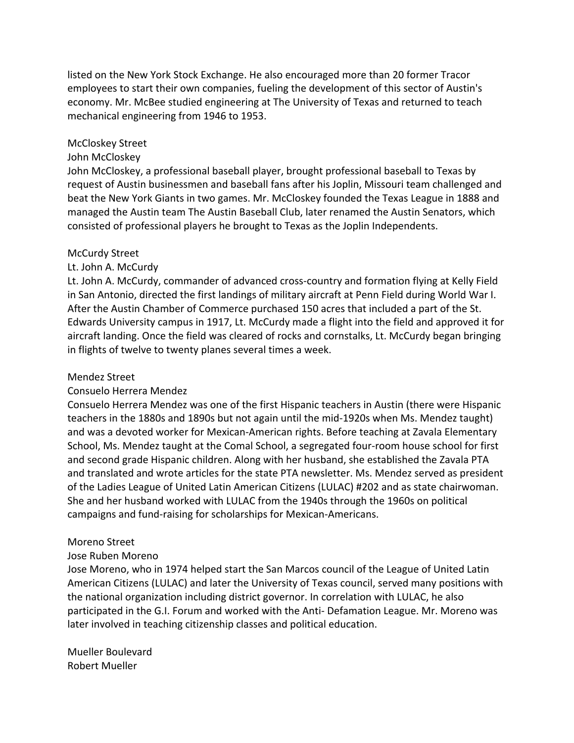listed on the New York Stock Exchange. He also encouraged more than 20 former Tracor employees to start their own companies, fueling the development of this sector of Austin's economy. Mr. McBee studied engineering at The University of Texas and returned to teach mechanical engineering from 1946 to 1953.

McCloskey Street

John McCloskey

John McCloskey, a professional baseball player, brought professional baseball to Texas by request of Austin businessmen and baseball fans after his Joplin, Missouri team challenged and beat the New York Giants in two games. Mr. McCloskey founded the Texas League in 1888 and managed the Austin team The Austin Baseball Club, later renamed the Austin Senators, which consisted of professional players he brought to Texas as the Joplin Independents.

McCurdy Street

Lt. John A. McCurdy

Lt. John A. McCurdy, commander of advanced cross-country and formation flying at Kelly Field in San Antonio, directed the first landings of military aircraft at Penn Field during World War I. After the Austin Chamber of Commerce purchased 150 acres that included a part of the St. Edwards University campus in 1917, Lt. McCurdy made a flight into the field and approved it for aircraft landing. Once the field was cleared of rocks and cornstalks, Lt. McCurdy began bringing in flights of twelve to twenty planes several times a week.

Mendez Street

Consuelo Herrera Mendez

Consuelo Herrera Mendez was one of the first Hispanic teachers in Austin (there were Hispanic teachers in the 1880s and 1890s but not again until the mid-1920s when Ms. Mendez taught) and was a devoted worker for Mexican-American rights. Before teaching at Zavala Elementary School, Ms. Mendez taught at the Comal School, a segregated four-room house school for first and second grade Hispanic children. Along with her husband, she established the Zavala PTA and translated and wrote articles for the state PTA newsletter. Ms. Mendez served as president of the Ladies League of United Latin American Citizens (LULAC) #202 and as state chairwoman. She and her husband worked with LULAC from the 1940s through the 1960s on political campaigns and fund-raising for scholarships for Mexican-Americans.

Moreno Street

Jose Ruben Moreno

Jose Moreno, who in 1974 helped start the San Marcos council of the League of United Latin American Citizens (LULAC) and later the University of Texas council, served many positions with the national organization including district governor. In correlation with LULAC, he also participated in the G.I. Forum and worked with the Anti- Defamation League. Mr. Moreno was later involved in teaching citizenship classes and political education.

Mueller Boulevard

Robert Mueller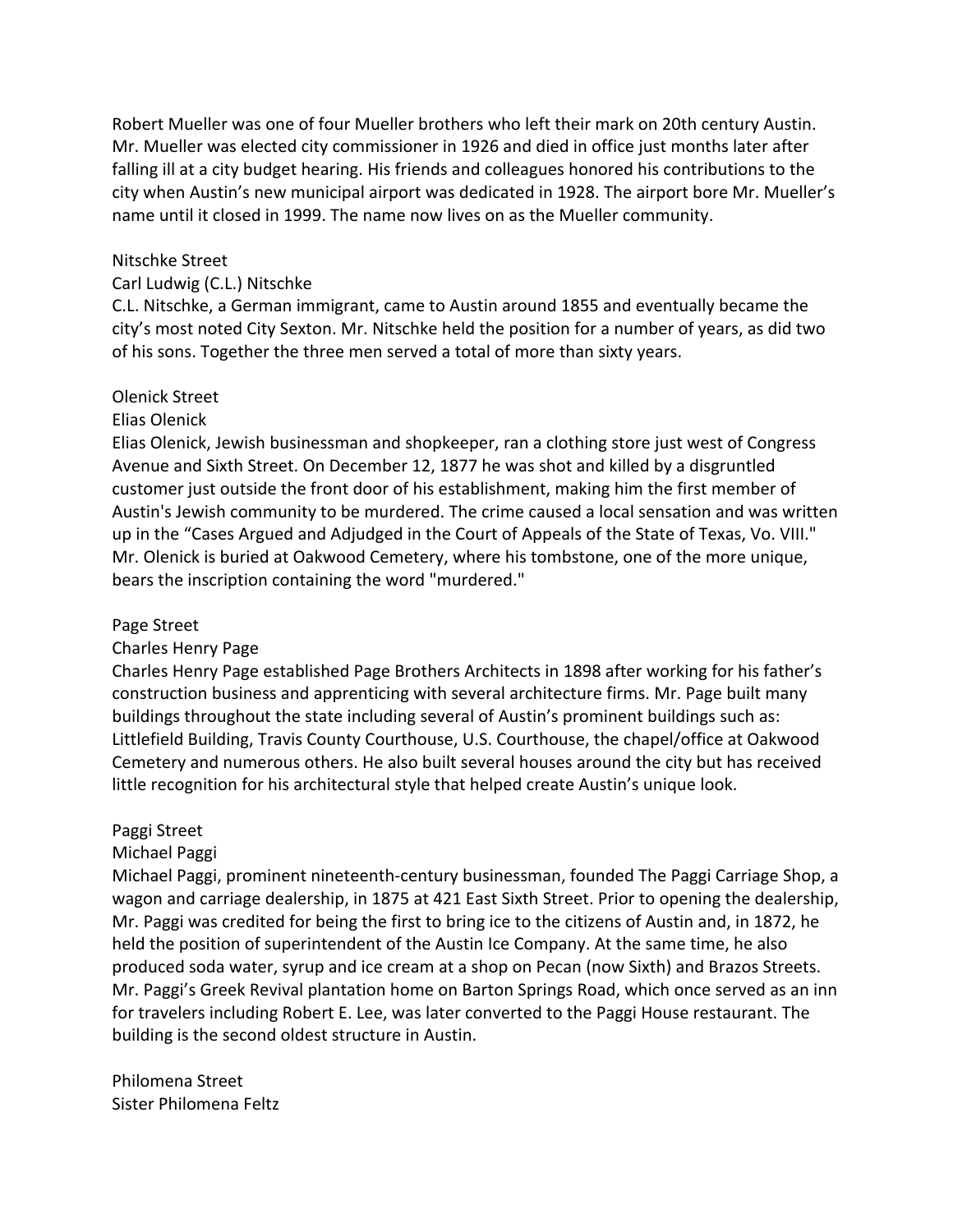Robert Mueller was one of four Mueller brothers who left their mark on 20th century Austin. Mr. Mueller was elected city commissioner in 1926 and died in office just months later after falling ill at a city budget hearing. His friends and colleagues honored his contributions to the city when Austin's new municipal airport was dedicated in 1928. The airport bore Mr. Mueller's name until it closed in 1999. The name now lives on as the Mueller community.

Nitschke Street
Carl Ludwig (C.L.) Nitschke
C.L. Nitschke, a German immigrant, came to Austin around 1855 and eventually became the city's most noted City Sexton. Mr. Nitschke held the position for a number of years, as did two of his sons. Together the three men served a total of more than sixty years.

Olenick Street
Elias Olenick
Elias Olenick, Jewish businessman and shopkeeper, ran a clothing store just west of Congress Avenue and Sixth Street. On December 12, 1877 he was shot and killed by a disgruntled customer just outside the front door of his establishment, making him the first member of Austin's Jewish community to be murdered. The crime caused a local sensation and was written up in the "Cases Argued and Adjudged in the Court of Appeals of the State of Texas, Vo. VIII." Mr. Olenick is buried at Oakwood Cemetery, where his tombstone, one of the more unique, bears the inscription containing the word "murdered."

Page Street
Charles Henry Page
Charles Henry Page established Page Brothers Architects in 1898 after working for his father's construction business and apprenticing with several architecture firms. Mr. Page built many buildings throughout the state including several of Austin's prominent buildings such as: Littlefield Building, Travis County Courthouse, U.S. Courthouse, the chapel/office at Oakwood Cemetery and numerous others. He also built several houses around the city but has received little recognition for his architectural style that helped create Austin's unique look.

Paggi Street
Michael Paggi
Michael Paggi, prominent nineteenth-century businessman, founded The Paggi Carriage Shop, a wagon and carriage dealership, in 1875 at 421 East Sixth Street. Prior to opening the dealership, Mr. Paggi was credited for being the first to bring ice to the citizens of Austin and, in 1872, he held the position of superintendent of the Austin Ice Company. At the same time, he also produced soda water, syrup and ice cream at a shop on Pecan (now Sixth) and Brazos Streets. Mr. Paggi's Greek Revival plantation home on Barton Springs Road, which once served as an inn for travelers including Robert E. Lee, was later converted to the Paggi House restaurant. The building is the second oldest structure in Austin.

Philomena Street
Sister Philomena Feltz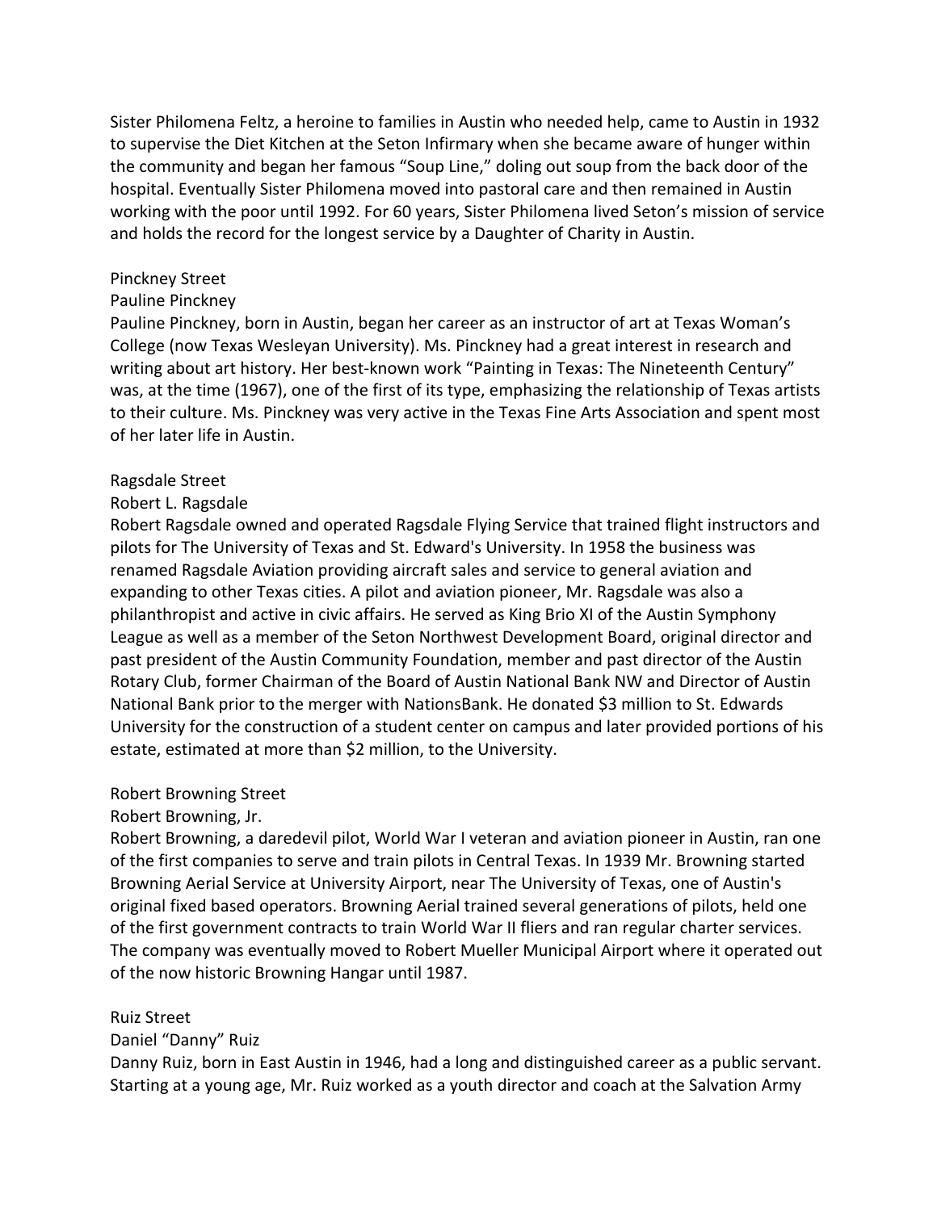Sister Philomena Feltz, a heroine to families in Austin who needed help, came to Austin in 1932 to supervise the Diet Kitchen at the Seton Infirmary when she became aware of hunger within the community and began her famous "Soup Line," doling out soup from the back door of the hospital. Eventually Sister Philomena moved into pastoral care and then remained in Austin working with the poor until 1992. For 60 years, Sister Philomena lived Seton's mission of service and holds the record for the longest service by a Daughter of Charity in Austin.

Pinckney Street
Pauline Pinckney
Pauline Pinckney, born in Austin, began her career as an instructor of art at Texas Woman's College (now Texas Wesleyan University). Ms. Pinckney had a great interest in research and writing about art history. Her best-known work "Painting in Texas: The Nineteenth Century" was, at the time (1967), one of the first of its type, emphasizing the relationship of Texas artists to their culture. Ms. Pinckney was very active in the Texas Fine Arts Association and spent most of her later life in Austin.

Ragsdale Street
Robert L. Ragsdale
Robert Ragsdale owned and operated Ragsdale Flying Service that trained flight instructors and pilots for The University of Texas and St. Edward's University. In 1958 the business was renamed Ragsdale Aviation providing aircraft sales and service to general aviation and expanding to other Texas cities. A pilot and aviation pioneer, Mr. Ragsdale was also a philanthropist and active in civic affairs. He served as King Brio XI of the Austin Symphony League as well as a member of the Seton Northwest Development Board, original director and past president of the Austin Community Foundation, member and past director of the Austin Rotary Club, former Chairman of the Board of Austin National Bank NW and Director of Austin National Bank prior to the merger with NationsBank. He donated $3 million to St. Edwards University for the construction of a student center on campus and later provided portions of his estate, estimated at more than $2 million, to the University.

Robert Browning Street
Robert Browning, Jr.
Robert Browning, a daredevil pilot, World War I veteran and aviation pioneer in Austin, ran one of the first companies to serve and train pilots in Central Texas. In 1939 Mr. Browning started Browning Aerial Service at University Airport, near The University of Texas, one of Austin's original fixed based operators. Browning Aerial trained several generations of pilots, held one of the first government contracts to train World War II fliers and ran regular charter services. The company was eventually moved to Robert Mueller Municipal Airport where it operated out of the now historic Browning Hangar until 1987.

Ruiz Street
Daniel "Danny" Ruiz
Danny Ruiz, born in East Austin in 1946, had a long and distinguished career as a public servant. Starting at a young age, Mr. Ruiz worked as a youth director and coach at the Salvation Army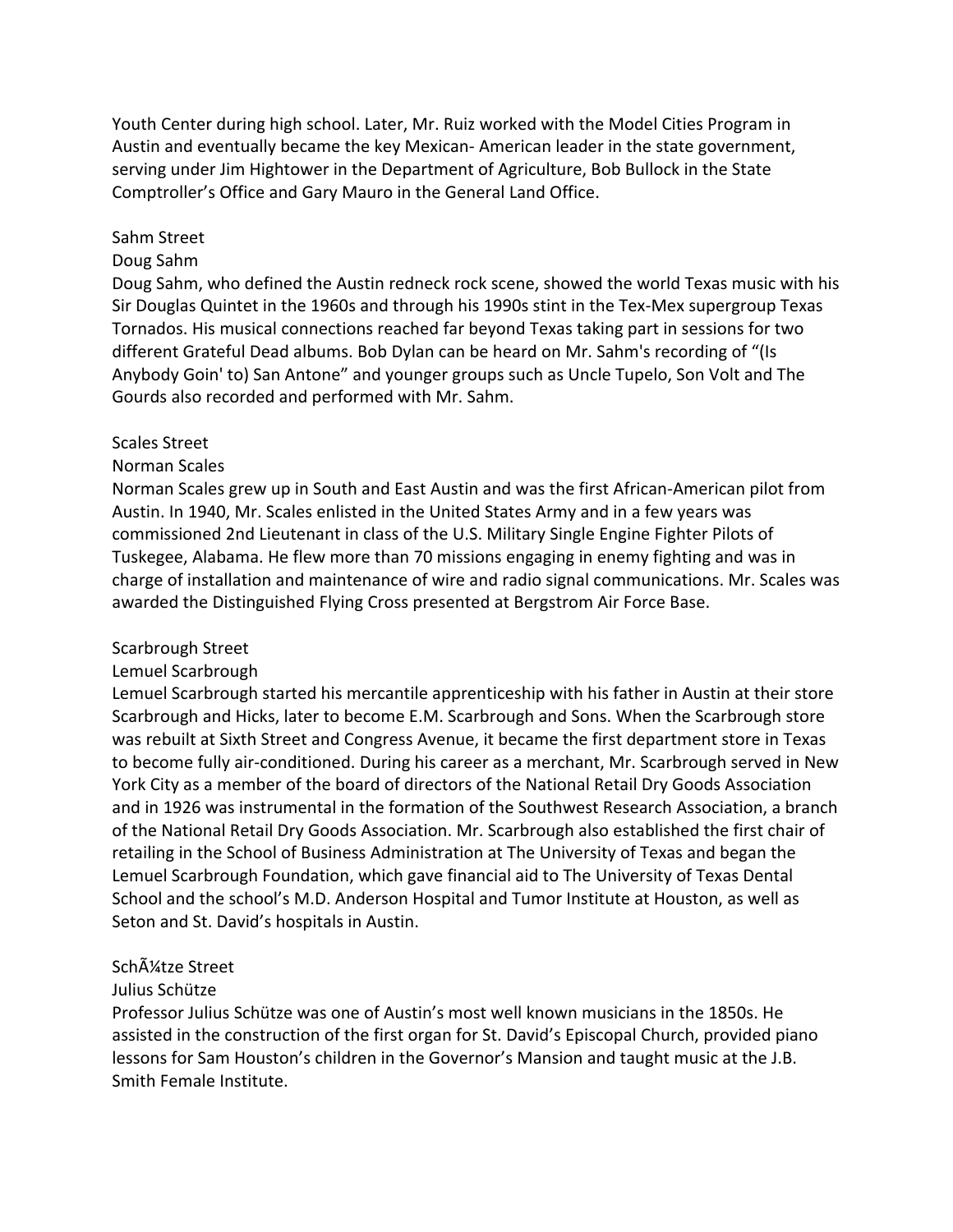Youth Center during high school. Later, Mr. Ruiz worked with the Model Cities Program in Austin and eventually became the key Mexican- American leader in the state government, serving under Jim Hightower in the Department of Agriculture, Bob Bullock in the State Comptroller's Office and Gary Mauro in the General Land Office.

Sahm Street

Doug Sahm

Doug Sahm, who defined the Austin redneck rock scene, showed the world Texas music with his Sir Douglas Quintet in the 1960s and through his 1990s stint in the Tex-Mex supergroup Texas Tornados. His musical connections reached far beyond Texas taking part in sessions for two different Grateful Dead albums. Bob Dylan can be heard on Mr. Sahm's recording of "(Is Anybody Goin' to) San Antone" and younger groups such as Uncle Tupelo, Son Volt and The Gourds also recorded and performed with Mr. Sahm.

Scales Street

Norman Scales

Norman Scales grew up in South and East Austin and was the first African-American pilot from Austin. In 1940, Mr. Scales enlisted in the United States Army and in a few years was commissioned 2nd Lieutenant in class of the U.S. Military Single Engine Fighter Pilots of Tuskegee, Alabama. He flew more than 70 missions engaging in enemy fighting and was in charge of installation and maintenance of wire and radio signal communications. Mr. Scales was awarded the Distinguished Flying Cross presented at Bergstrom Air Force Base.

Scarbrough Street

Lemuel Scarbrough

Lemuel Scarbrough started his mercantile apprenticeship with his father in Austin at their store Scarbrough and Hicks, later to become E.M. Scarbrough and Sons. When the Scarbrough store was rebuilt at Sixth Street and Congress Avenue, it became the first department store in Texas to become fully air-conditioned. During his career as a merchant, Mr. Scarbrough served in New York City as a member of the board of directors of the National Retail Dry Goods Association and in 1926 was instrumental in the formation of the Southwest Research Association, a branch of the National Retail Dry Goods Association. Mr. Scarbrough also established the first chair of retailing in the School of Business Administration at The University of Texas and began the Lemuel Scarbrough Foundation, which gave financial aid to The University of Texas Dental School and the school's M.D. Anderson Hospital and Tumor Institute at Houston, as well as Seton and St. David's hospitals in Austin.

SchÃ¼tze Street

Julius Schütze

Professor Julius Schütze was one of Austin's most well known musicians in the 1850s. He assisted in the construction of the first organ for St. David's Episcopal Church, provided piano lessons for Sam Houston's children in the Governor's Mansion and taught music at the J.B. Smith Female Institute.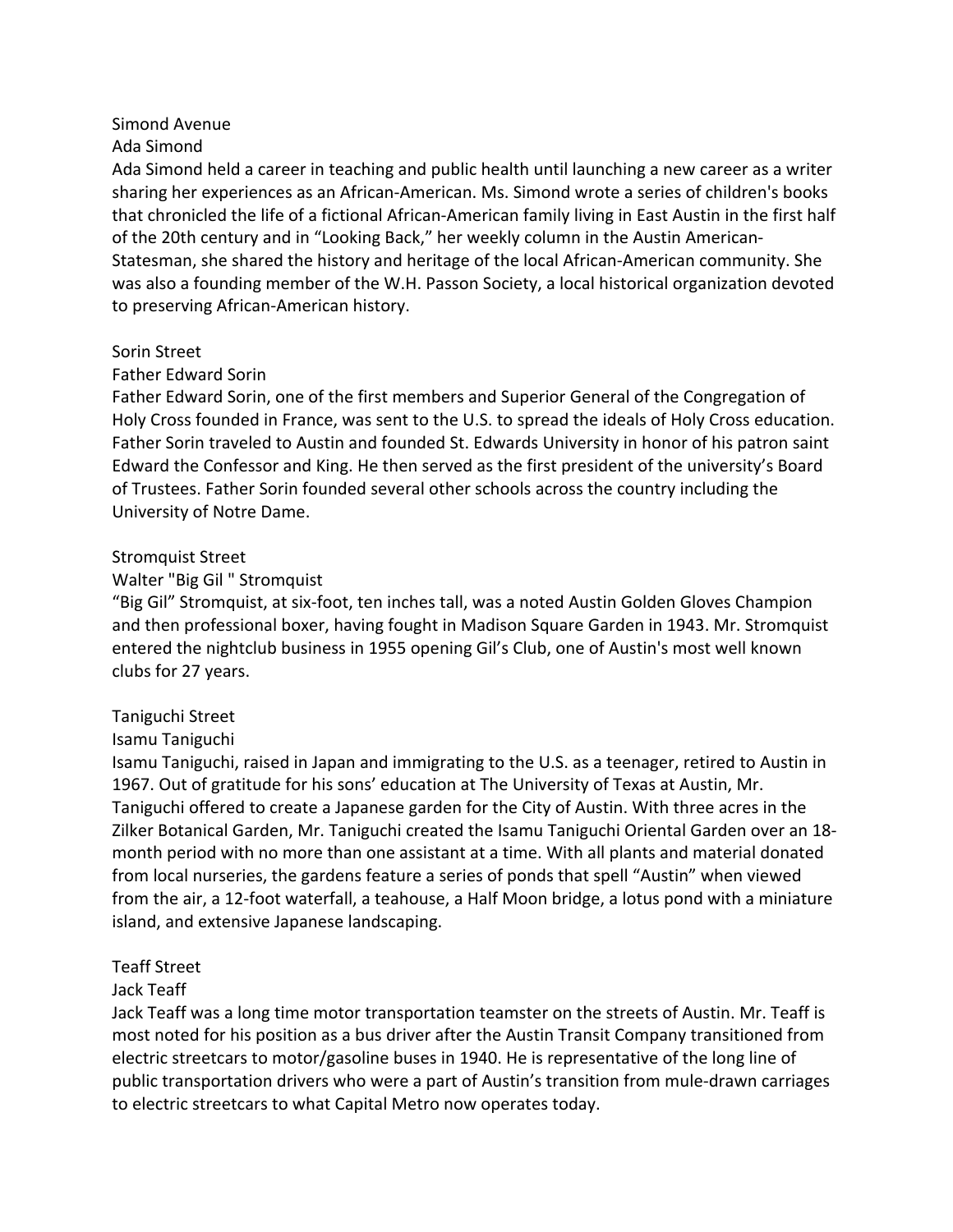Simond Avenue

Ada Simond

Ada Simond held a career in teaching and public health until launching a new career as a writer sharing her experiences as an African-American. Ms. Simond wrote a series of children's books that chronicled the life of a fictional African-American family living in East Austin in the first half of the 20th century and in "Looking Back," her weekly column in the Austin American-Statesman, she shared the history and heritage of the local African-American community. She was also a founding member of the W.H. Passon Society, a local historical organization devoted to preserving African-American history.

Sorin Street

Father Edward Sorin

Father Edward Sorin, one of the first members and Superior General of the Congregation of Holy Cross founded in France, was sent to the U.S. to spread the ideals of Holy Cross education. Father Sorin traveled to Austin and founded St. Edwards University in honor of his patron saint Edward the Confessor and King. He then served as the first president of the university's Board of Trustees. Father Sorin founded several other schools across the country including the University of Notre Dame.

Stromquist Street

Walter "Big Gil " Stromquist

"Big Gil" Stromquist, at six-foot, ten inches tall, was a noted Austin Golden Gloves Champion and then professional boxer, having fought in Madison Square Garden in 1943. Mr. Stromquist entered the nightclub business in 1955 opening Gil's Club, one of Austin's most well known clubs for 27 years.

Taniguchi Street

Isamu Taniguchi

Isamu Taniguchi, raised in Japan and immigrating to the U.S. as a teenager, retired to Austin in 1967. Out of gratitude for his sons' education at The University of Texas at Austin, Mr. Taniguchi offered to create a Japanese garden for the City of Austin. With three acres in the Zilker Botanical Garden, Mr. Taniguchi created the Isamu Taniguchi Oriental Garden over an 18-month period with no more than one assistant at a time. With all plants and material donated from local nurseries, the gardens feature a series of ponds that spell "Austin" when viewed from the air, a 12-foot waterfall, a teahouse, a Half Moon bridge, a lotus pond with a miniature island, and extensive Japanese landscaping.

Teaff Street

Jack Teaff

Jack Teaff was a long time motor transportation teamster on the streets of Austin. Mr. Teaff is most noted for his position as a bus driver after the Austin Transit Company transitioned from electric streetcars to motor/gasoline buses in 1940. He is representative of the long line of public transportation drivers who were a part of Austin's transition from mule-drawn carriages to electric streetcars to what Capital Metro now operates today.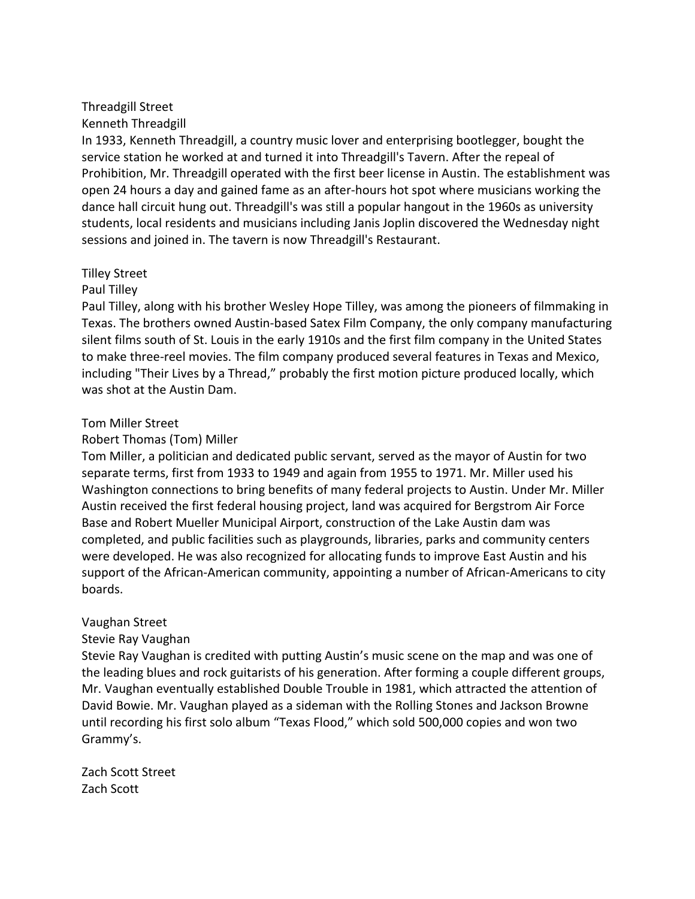Threadgill Street

Kenneth Threadgill

In 1933, Kenneth Threadgill, a country music lover and enterprising bootlegger, bought the service station he worked at and turned it into Threadgill's Tavern. After the repeal of Prohibition, Mr. Threadgill operated with the first beer license in Austin. The establishment was open 24 hours a day and gained fame as an after-hours hot spot where musicians working the dance hall circuit hung out. Threadgill's was still a popular hangout in the 1960s as university students, local residents and musicians including Janis Joplin discovered the Wednesday night sessions and joined in. The tavern is now Threadgill's Restaurant.

Tilley Street

Paul Tilley

Paul Tilley, along with his brother Wesley Hope Tilley, was among the pioneers of filmmaking in Texas. The brothers owned Austin-based Satex Film Company, the only company manufacturing silent films south of St. Louis in the early 1910s and the first film company in the United States to make three-reel movies. The film company produced several features in Texas and Mexico, including "Their Lives by a Thread," probably the first motion picture produced locally, which was shot at the Austin Dam.

Tom Miller Street

Robert Thomas (Tom) Miller

Tom Miller, a politician and dedicated public servant, served as the mayor of Austin for two separate terms, first from 1933 to 1949 and again from 1955 to 1971. Mr. Miller used his Washington connections to bring benefits of many federal projects to Austin. Under Mr. Miller Austin received the first federal housing project, land was acquired for Bergstrom Air Force Base and Robert Mueller Municipal Airport, construction of the Lake Austin dam was completed, and public facilities such as playgrounds, libraries, parks and community centers were developed. He was also recognized for allocating funds to improve East Austin and his support of the African-American community, appointing a number of African-Americans to city boards.

Vaughan Street

Stevie Ray Vaughan

Stevie Ray Vaughan is credited with putting Austin's music scene on the map and was one of the leading blues and rock guitarists of his generation. After forming a couple different groups, Mr. Vaughan eventually established Double Trouble in 1981, which attracted the attention of David Bowie. Mr. Vaughan played as a sideman with the Rolling Stones and Jackson Browne until recording his first solo album "Texas Flood," which sold 500,000 copies and won two Grammy's.

Zach Scott Street

Zach Scott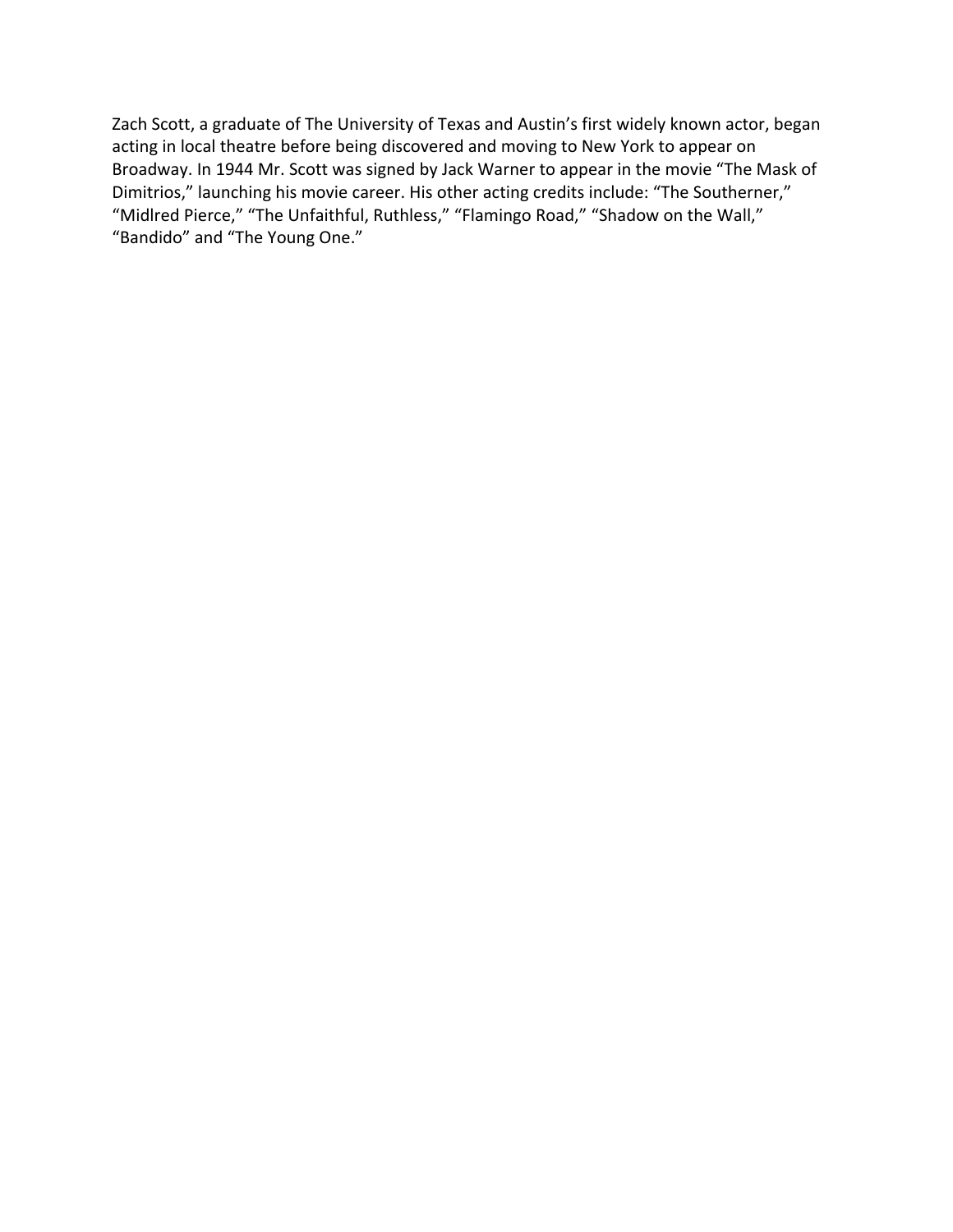Zach Scott, a graduate of The University of Texas and Austin's first widely known actor, began acting in local theatre before being discovered and moving to New York to appear on Broadway. In 1944 Mr. Scott was signed by Jack Warner to appear in the movie "The Mask of Dimitrios," launching his movie career. His other acting credits include: "The Southerner," "Midlred Pierce," "The Unfaithful, Ruthless," "Flamingo Road," "Shadow on the Wall," "Bandido" and "The Young One."